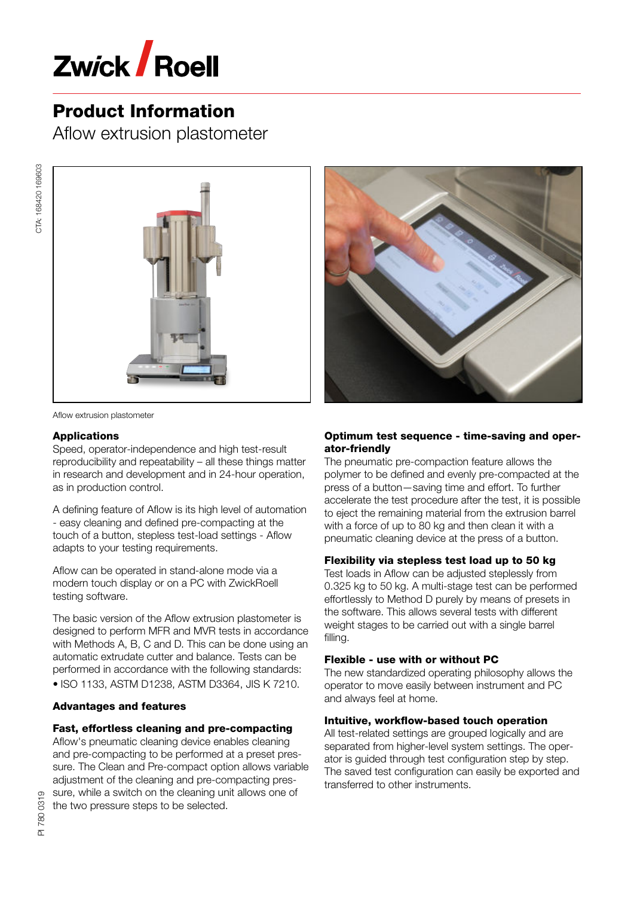# Product Information

Aflow extrusion plastometer

Aflow extrusion plastometer

### Applications

Speed, operator-independence and high test-result reproducibility and repeatability – all these things matter in research and development and in 24-hour operation, as in production control.

A defining feature of Aflow is its high level of automation - easy cleaning and defined pre-compacting at the touch of a button, stepless test-load settings - Aflow adapts to your testing requirements.

Aflow can be operated in stand-alone mode via a modern touch display or on a PC with ZwickRoell testing software.

The basic version of the Aflow extrusion plastometer is designed to perform MFR and MVR tests in accordance with Methods A, B, C and D. This can be done using an automatic extrudate cutter and balance. Tests can be performed in accordance with the following standards:

- ISO 1133, ASTM D1238, ASTM D3364, JIS K 7210.

### Advantages and features

#### Fast, effortless cleaning and pre-compacting

Aflow's pneumatic cleaning device enables cleaning and pre-compacting to be performed at a preset pressure. The Clean and Pre-compact option allows variable adjustment of the cleaning and pre-compacting pressure, while a switch on the cleaning unit allows one of the two pressure steps to be selected.

#### Optimum test sequence - time-saving and operator-friendly

The pneumatic pre-compaction feature allows the polymer to be defined and evenly pre-compacted at the press of a button—saving time and effort. To further accelerate the test procedure after the test, it is possible to eject the remaining material from the extrusion barrel with a force of up to 80 kg and then clean it with a pneumatic cleaning device at the press of a button.

#### Flexibility via stepless test load up to 50 kg

Test loads in Aflow can be adjusted steplessly from 0.325 kg to 50 kg. A multi-stage test can be performed effortlessly to Method D purely by means of presets in the software. This allows several tests with different weight stages to be carried out with a single barrel filling.

#### Flexible - use with or without PC

The new standardized operating philosophy allows the operator to move easily between instrument and PC and always feel at home.

#### Intuitive, workflow-based touch operation

All test-related settings are grouped logically and are separated from higher-level system settings. The operator is guided through test configuration step by step. The saved test configuration can easily be exported and transferred to other instruments.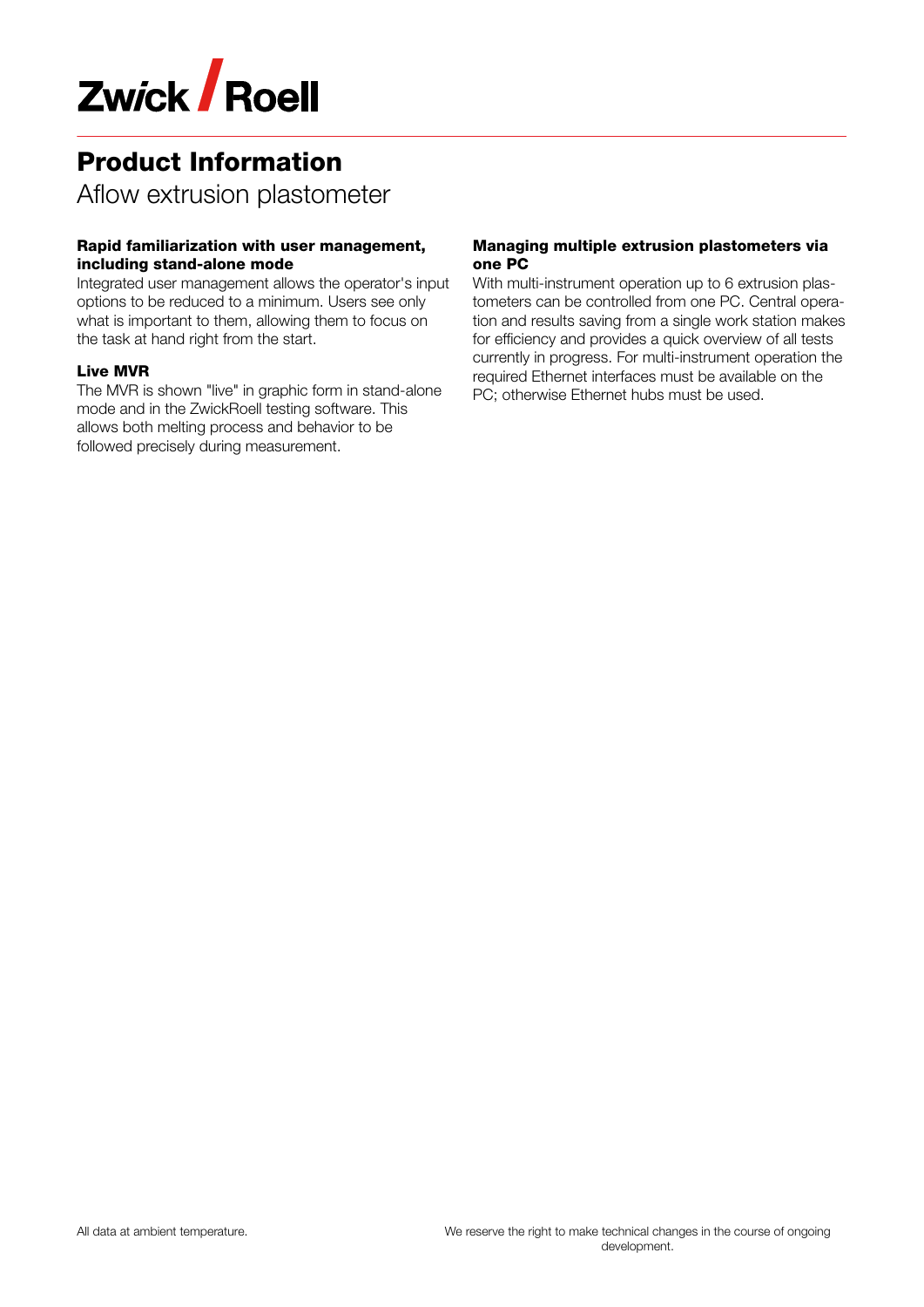# Product Information

Aflow extrusion plastometer

### Rapid familiarization with user management, including stand-alone mode

Integrated user management allows the operator's input options to be reduced to a minimum. Users see only what is important to them, allowing them to focus on the task at hand right from the start.

### Live MVR

The MVR is shown "live" in graphic form in stand-alone mode and in the ZwickRoell testing software. This allows both melting process and behavior to be followed precisely during measurement.

### Managing multiple extrusion plastometers via one PC

With multi-instrument operation up to 6 extrusion plastometers can be controlled from one PC. Central operation and results saving from a single work station makes for efficiency and provides a quick overview of all tests currently in progress. For multi-instrument operation the required Ethernet interfaces must be available on the PC; otherwise Ethernet hubs must be used.

All data at ambient temperature.

We reserve the right to make technical changes in the course of ongoing development.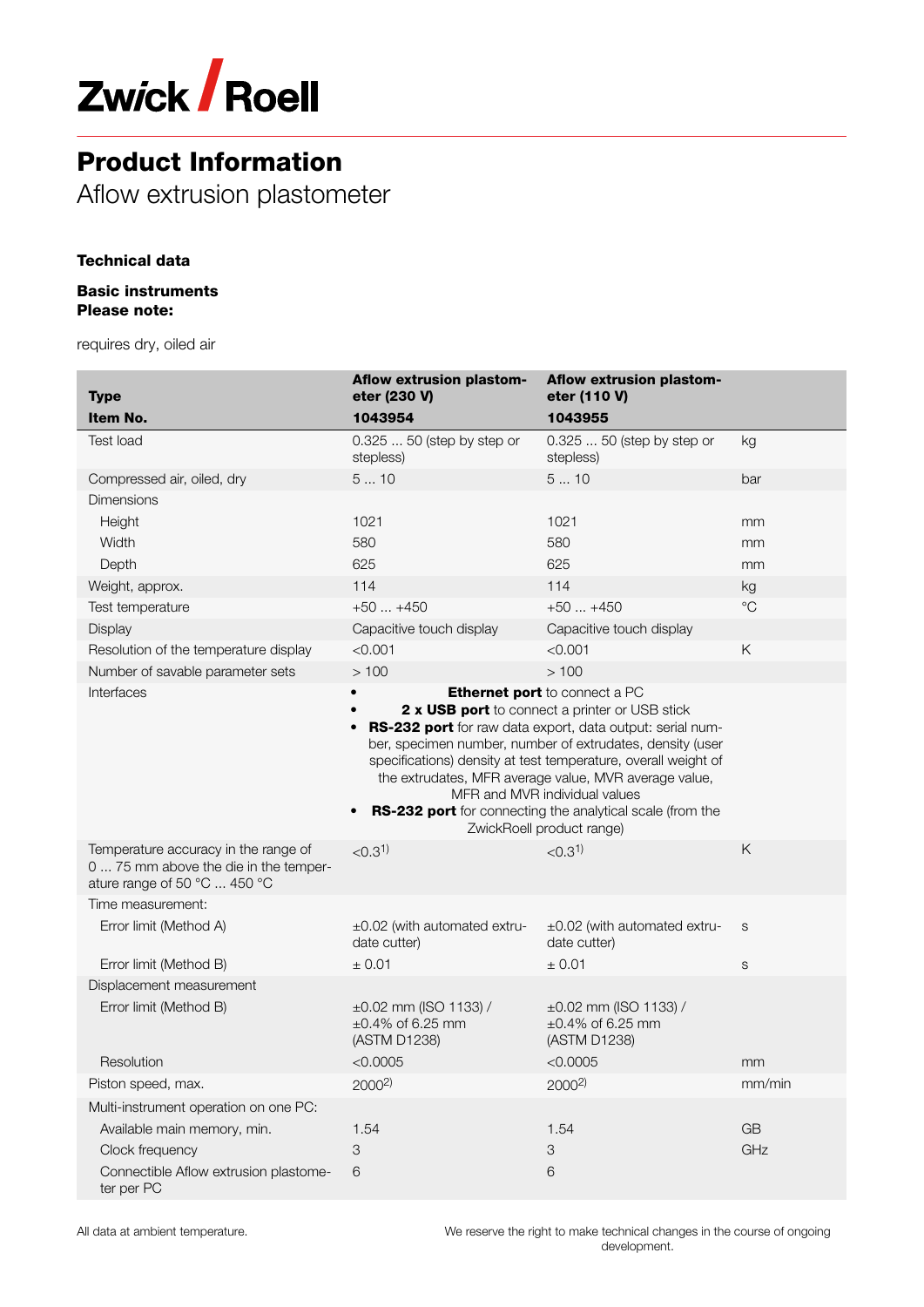# Product Information

Aflow extrusion plastometer

### Technical data

**Basic instruments**
**Please note:**

requires dry, oiled air

| Type<br>Item No. | Aflow extrusion plastometer (230 V)<br>1043954 | Aflow extrusion plastometer (110 V)<br>1043955 | |
|---|---|---|---|
| Test load | 0.325 ... 50 (step by step or stepless) | 0.325 ... 50 (step by step or stepless) | kg |
| Compressed air, oiled, dry | 5 ... 10 | 5 ... 10 | bar |
| Dimensions | | | |
| Height | 1021 | 1021 | mm |
| Width | 580 | 580 | mm |
| Depth | 625 | 625 | mm |
| Weight, approx. | 114 | 114 | kg |
| Test temperature | +50 ... +450 | +50 ... +450 | °C |
| Display | Capacitive touch display | Capacitive touch display | |
| Resolution of the temperature display | <0.001 | <0.001 | K |
| Number of savable parameter sets | > 100 | > 100 | |
| Interfaces | • **Ethernet port** to connect a PC<br>• **2 x USB port** to connect a printer or USB stick<br>• **RS-232 port** for raw data export, data output: serial number, specimen number, number of extrudates, density (user specifications) density at test temperature, overall weight of the extrudates, MFR average value, MVR average value, MFR and MVR individual values<br>• **RS-232 port** for connecting the analytical scale (from the ZwickRoell product range) | | |
| Temperature accuracy in the range of 0 ... 75 mm above the die in the temperature range of 50 °C ... 450 °C | <0.3[1] | <0.3[1] | K |
| Time measurement: | | | |
| Error limit (Method A) | ±0.02 (with automated extrudate cutter) | ±0.02 (with automated extrudate cutter) | s |
| Error limit (Method B) | ± 0.01 | ± 0.01 | s |
| Displacement measurement | | | |
| Error limit (Method B) | ±0.02 mm (ISO 1133) / ±0.4% of 6.25 mm (ASTM D1238) | ±0.02 mm (ISO 1133) / ±0.4% of 6.25 mm (ASTM D1238) | |
| Resolution | <0.0005 | <0.0005 | mm |
| Piston speed, max. | 2000[2] | 2000[2] | mm/min |
| Multi-instrument operation on one PC: | | | |
| Available main memory, min. | 1.54 | 1.54 | GB |
| Clock frequency | 3 | 3 | GHz |
| Connectible Aflow extrusion plastometer per PC | 6 | 6 | |

All data at ambient temperature.

We reserve the right to make technical changes in the course of ongoing development.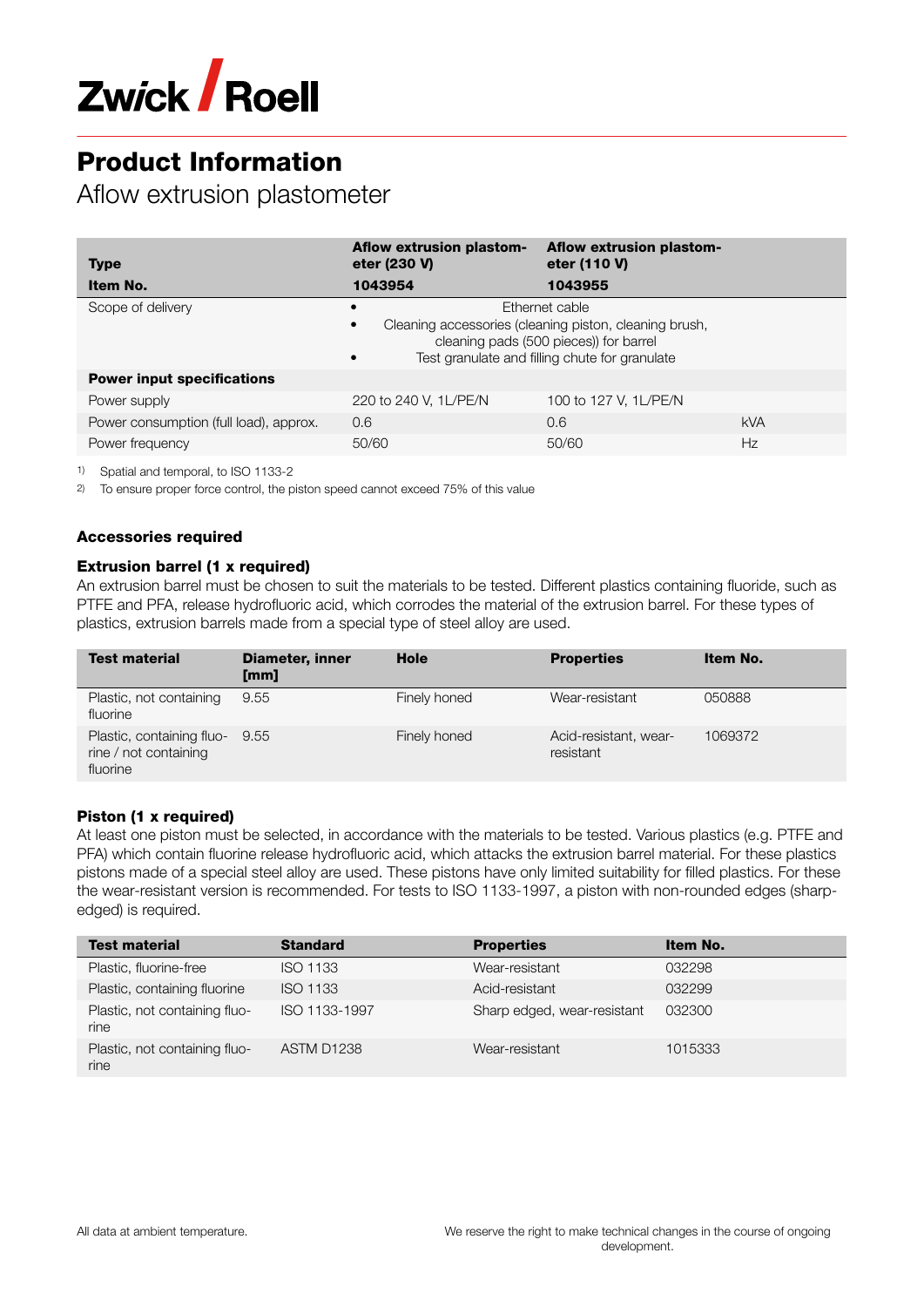# Product Information

## Aflow extrusion plastometer

| Type | Aflow extrusion plastometer (230 V) | Aflow extrusion plastometer (110 V) | |
|---|---|---|---|
| **Item No.** | **1043954** | **1043955** | |
| Scope of delivery | • Ethernet cable<br>• Cleaning accessories (cleaning piston, cleaning brush, cleaning pads (500 pieces)) for barrel<br>• Test granulate and filling chute for granulate | | |
| **Power input specifications** | | | |
| Power supply | 220 to 240 V, 1L/PE/N | 100 to 127 V, 1L/PE/N | |
| Power consumption (full load), approx. | 0.6 | 0.6 | kVA |
| Power frequency | 50/60 | 50/60 | Hz |

1) Spatial and temporal, to ISO 1133-2

2) To ensure proper force control, the piston speed cannot exceed 75% of this value

### Accessories required

#### Extrusion barrel (1 x required)

An extrusion barrel must be chosen to suit the materials to be tested. Different plastics containing fluoride, such as PTFE and PFA, release hydrofluoric acid, which corrodes the material of the extrusion barrel. For these types of plastics, extrusion barrels made from a special type of steel alloy are used.

| Test material | Diameter, inner [mm] | Hole | Properties | Item No. |
|---|---|---|---|---|
| Plastic, not containing fluorine | 9.55 | Finely honed | Wear-resistant | 050888 |
| Plastic, containing fluorine / not containing fluorine | 9.55 | Finely honed | Acid-resistant, wear-resistant | 1069372 |

#### Piston (1 x required)

At least one piston must be selected, in accordance with the materials to be tested. Various plastics (e.g. PTFE and PFA) which contain fluorine release hydrofluoric acid, which attacks the extrusion barrel material. For these plastics pistons made of a special steel alloy are used. These pistons have only limited suitability for filled plastics. For these the wear-resistant version is recommended. For tests to ISO 1133-1997, a piston with non-rounded edges (sharp-edged) is required.

| Test material | Standard | Properties | Item No. |
|---|---|---|---|
| Plastic, fluorine-free | ISO 1133 | Wear-resistant | 032298 |
| Plastic, containing fluorine | ISO 1133 | Acid-resistant | 032299 |
| Plastic, not containing fluorine | ISO 1133-1997 | Sharp edged, wear-resistant | 032300 |
| Plastic, not containing fluorine | ASTM D1238 | Wear-resistant | 1015333 |

All data at ambient temperature.

We reserve the right to make technical changes in the course of ongoing development.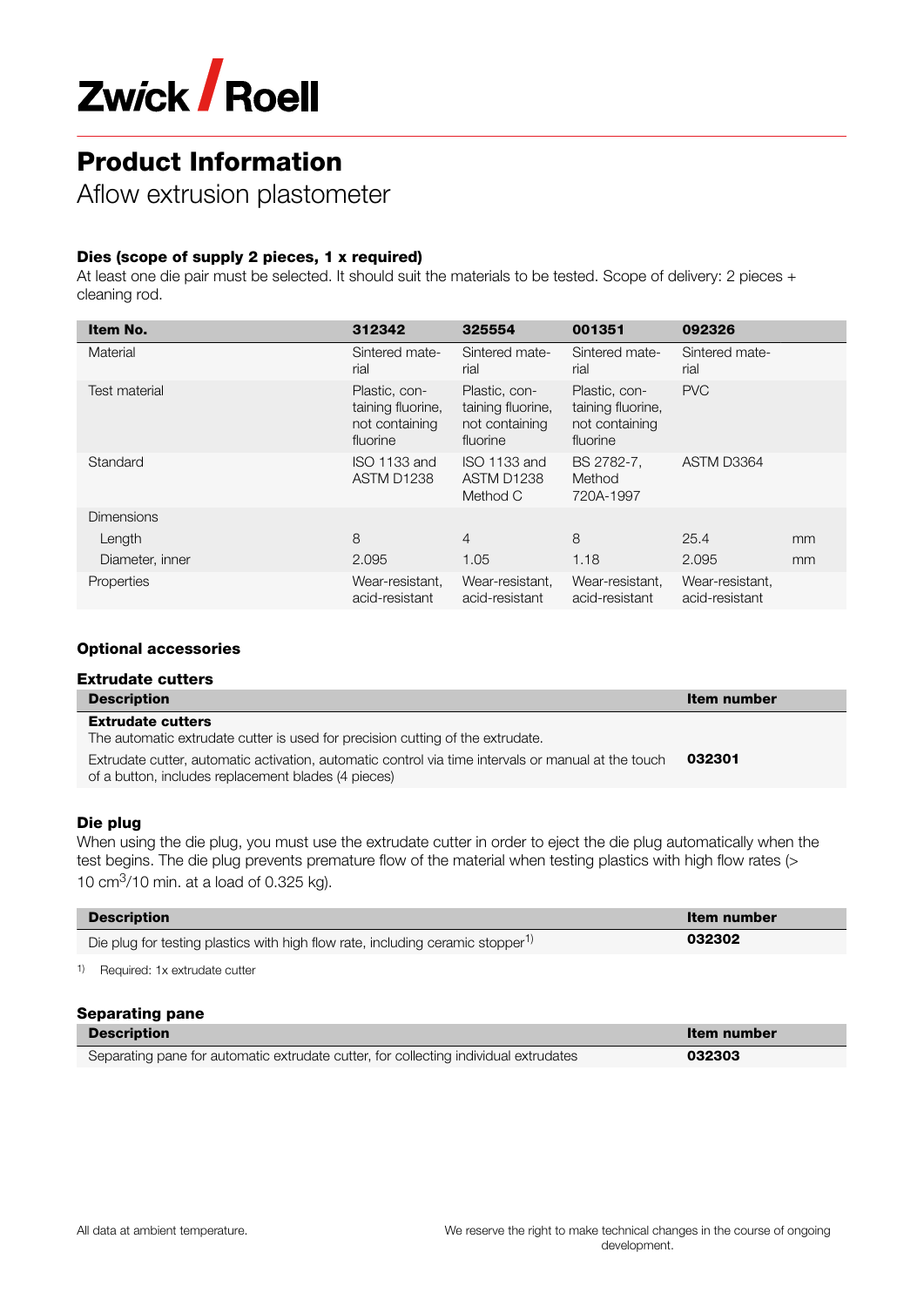ZwickRoell

# Product Information

Aflow extrusion plastometer

### Dies (scope of supply 2 pieces, 1 x required)

At least one die pair must be selected. It should suit the materials to be tested. Scope of delivery: 2 pieces + cleaning rod.

| Item No. | 312342 | 325554 | 001351 | 092326 | |
|---|---|---|---|---|---|
| Material | Sintered material | Sintered material | Sintered material | Sintered material | |
| Test material | Plastic, containing fluorine, not containing fluorine | Plastic, containing fluorine, not containing fluorine | Plastic, containing fluorine, not containing fluorine | PVC | |
| Standard | ISO 1133 and ASTM D1238 | ISO 1133 and ASTM D1238 Method C | BS 2782-7, Method 720A-1997 | ASTM D3364 | |
| Dimensions | | | | | |
| Length | 8 | 4 | 8 | 25.4 | mm |
| Diameter, inner | 2.095 | 1.05 | 1.18 | 2.095 | mm |
| Properties | Wear-resistant, acid-resistant | Wear-resistant, acid-resistant | Wear-resistant, acid-resistant | Wear-resistant, acid-resistant | |

### Optional accessories

#### Extrudate cutters

| Description | Item number |
|---|---|
| **Extrudate cutters**<br>The automatic extrudate cutter is used for precision cutting of the extrudate. | |
| Extrudate cutter, automatic activation, automatic control via time intervals or manual at the touch of a button, includes replacement blades (4 pieces) | **032301** |

#### Die plug

When using the die plug, you must use the extrudate cutter in order to eject the die plug automatically when the test begins. The die plug prevents premature flow of the material when testing plastics with high flow rates (> 10 $cm^3$/10 min. at a load of 0.325 kg).

| Description | Item number |
|---|---|
| Die plug for testing plastics with high flow rate, including ceramic stopper[1] | **032302** |

[1] Required: 1x extrudate cutter

#### Separating pane

| Description | Item number |
|---|---|
| Separating pane for automatic extrudate cutter, for collecting individual extrudates | **032303** |

All data at ambient temperature.

We reserve the right to make technical changes in the course of ongoing development.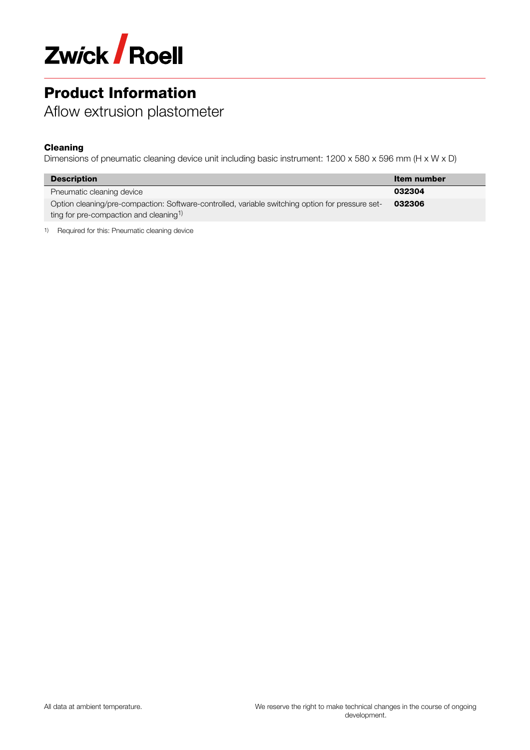# Product Information

## Aflow extrusion plastometer

### Cleaning

Dimensions of pneumatic cleaning device unit including basic instrument: 1200 x 580 x 596 mm (H x W x D)

| Description | Item number |
|---|---|
| Pneumatic cleaning device | **032304** |
| Option cleaning/pre-compaction: Software-controlled, variable switching option for pressure setting for pre-compaction and cleaning[1] | **032306** |

[1] Required for this: Pneumatic cleaning device

All data at ambient temperature.

We reserve the right to make technical changes in the course of ongoing development.